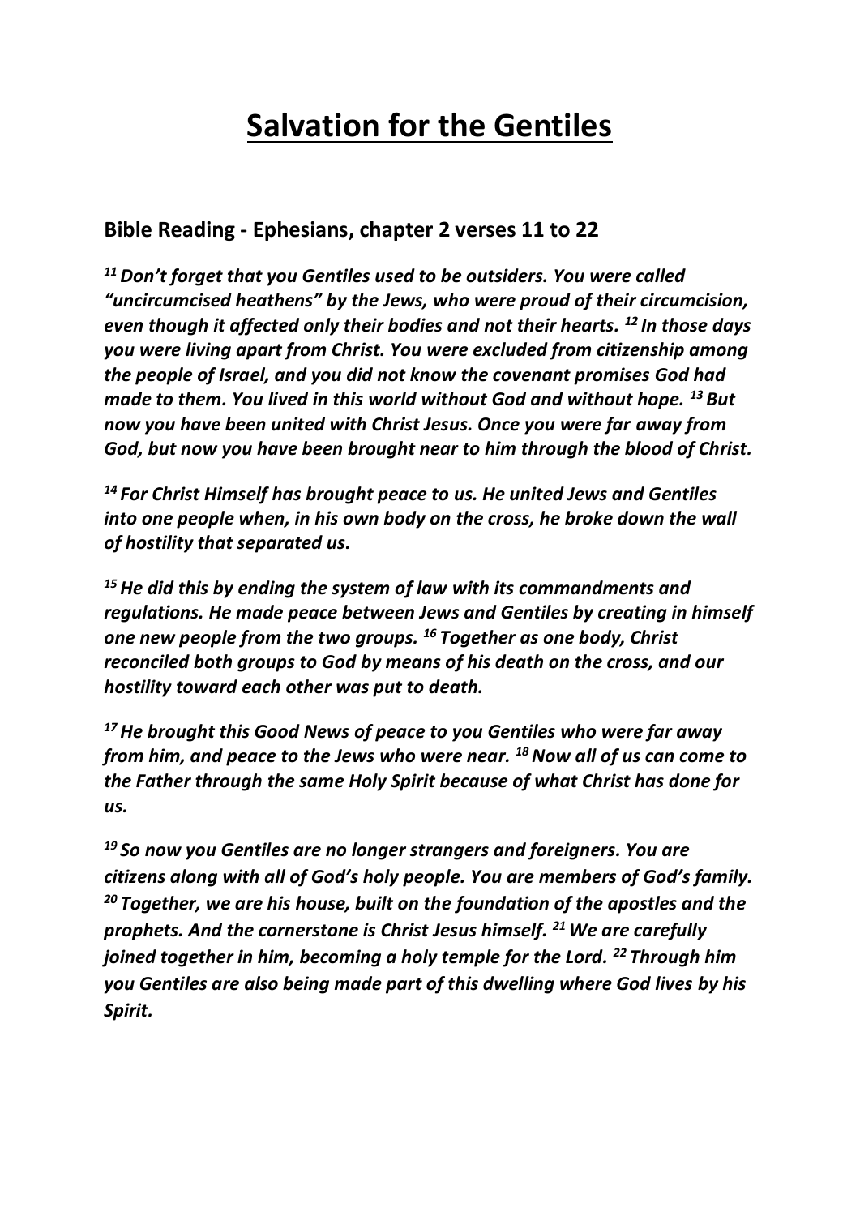# Salvation for the Gentiles

## Bible Reading - Ephesians, chapter 2 verses 11 to 22

***[11] Don't forget that you Gentiles used to be outsiders. You were called "uncircumcised heathens" by the Jews, who were proud of their circumcision, even though it affected only their bodies and not their hearts. [12] In those days you were living apart from Christ. You were excluded from citizenship among the people of Israel, and you did not know the covenant promises God had made to them. You lived in this world without God and without hope. [13] But now you have been united with Christ Jesus. Once you were far away from God, but now you have been brought near to him through the blood of Christ.***

***[14] For Christ Himself has brought peace to us. He united Jews and Gentiles into one people when, in his own body on the cross, he broke down the wall of hostility that separated us.***

***[15] He did this by ending the system of law with its commandments and regulations. He made peace between Jews and Gentiles by creating in himself one new people from the two groups. [16] Together as one body, Christ reconciled both groups to God by means of his death on the cross, and our hostility toward each other was put to death.***

***[17] He brought this Good News of peace to you Gentiles who were far away from him, and peace to the Jews who were near. [18] Now all of us can come to the Father through the same Holy Spirit because of what Christ has done for us.***

***[19] So now you Gentiles are no longer strangers and foreigners. You are citizens along with all of God's holy people. You are members of God's family. [20] Together, we are his house, built on the foundation of the apostles and the prophets. And the cornerstone is Christ Jesus himself. [21] We are carefully joined together in him, becoming a holy temple for the Lord. [22] Through him you Gentiles are also being made part of this dwelling where God lives by his Spirit.***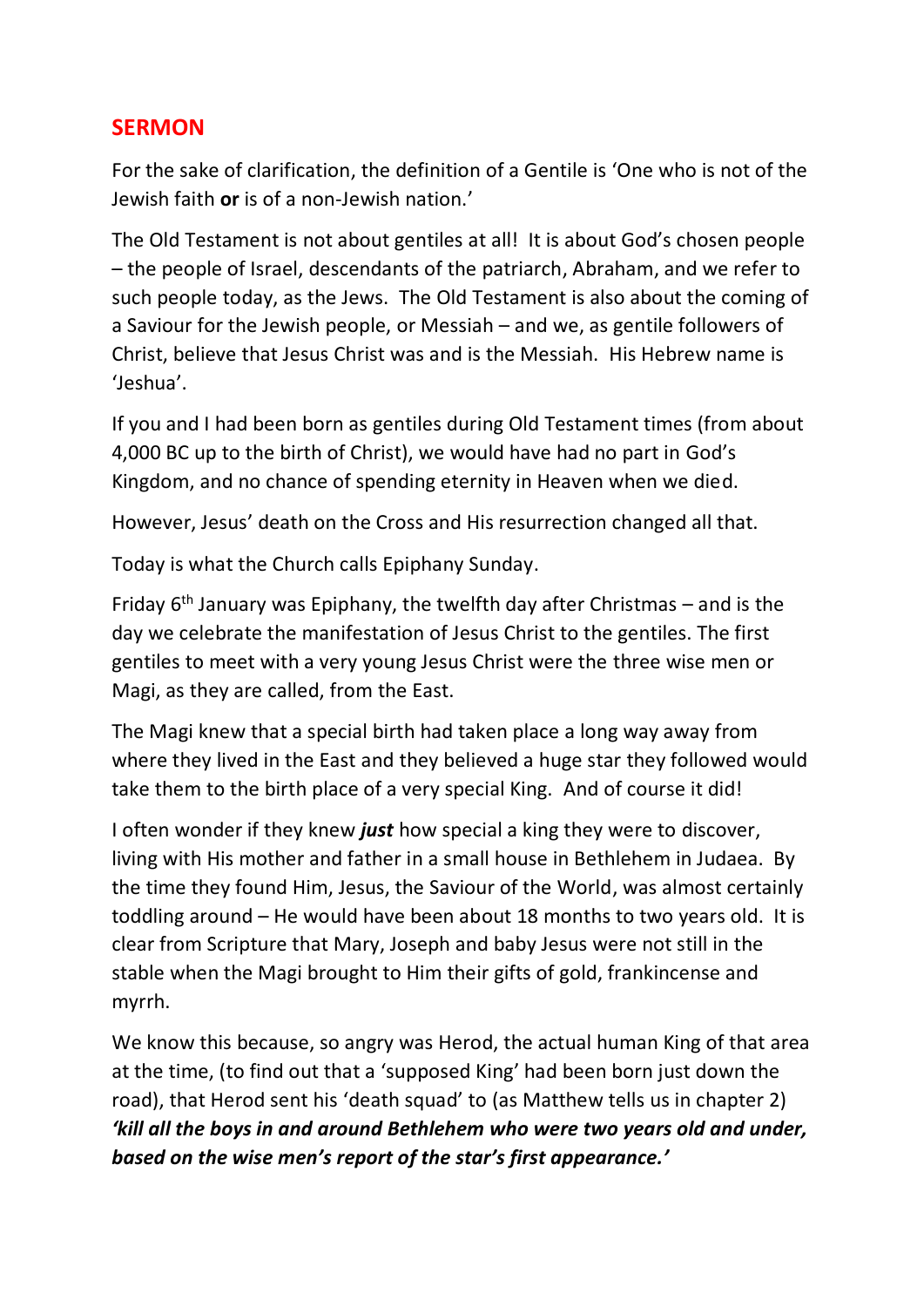## SERMON

For the sake of clarification, the definition of a Gentile is 'One who is not of the Jewish faith **or** is of a non-Jewish nation.'

The Old Testament is not about gentiles at all! It is about God's chosen people – the people of Israel, descendants of the patriarch, Abraham, and we refer to such people today, as the Jews. The Old Testament is also about the coming of a Saviour for the Jewish people, or Messiah – and we, as gentile followers of Christ, believe that Jesus Christ was and is the Messiah. His Hebrew name is 'Jeshua'.

If you and I had been born as gentiles during Old Testament times (from about 4,000 BC up to the birth of Christ), we would have had no part in God's Kingdom, and no chance of spending eternity in Heaven when we died.

However, Jesus' death on the Cross and His resurrection changed all that.

Today is what the Church calls Epiphany Sunday.

Friday 6th January was Epiphany, the twelfth day after Christmas – and is the day we celebrate the manifestation of Jesus Christ to the gentiles. The first gentiles to meet with a very young Jesus Christ were the three wise men or Magi, as they are called, from the East.

The Magi knew that a special birth had taken place a long way away from where they lived in the East and they believed a huge star they followed would take them to the birth place of a very special King. And of course it did!

I often wonder if they knew ***just*** how special a king they were to discover, living with His mother and father in a small house in Bethlehem in Judaea. By the time they found Him, Jesus, the Saviour of the World, was almost certainly toddling around – He would have been about 18 months to two years old. It is clear from Scripture that Mary, Joseph and baby Jesus were not still in the stable when the Magi brought to Him their gifts of gold, frankincense and myrrh.

We know this because, so angry was Herod, the actual human King of that area at the time, (to find out that a 'supposed King' had been born just down the road), that Herod sent his 'death squad' to (as Matthew tells us in chapter 2) ***'kill all the boys in and around Bethlehem who were two years old and under, based on the wise men's report of the star's first appearance.'***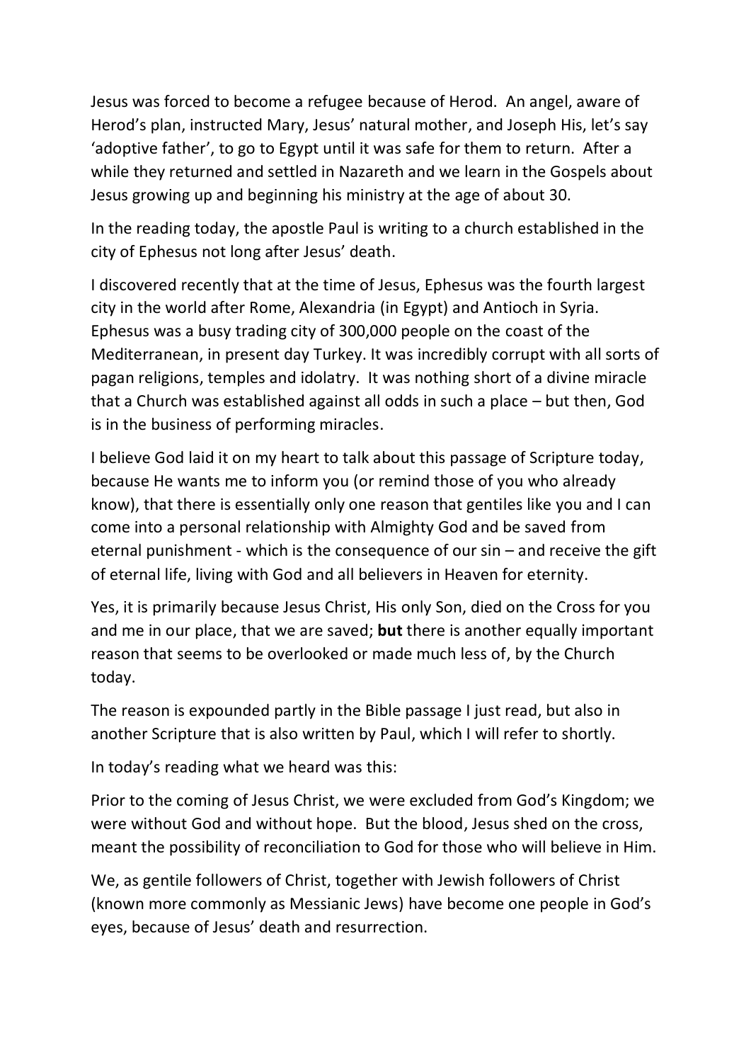Jesus was forced to become a refugee because of Herod. An angel, aware of Herod's plan, instructed Mary, Jesus' natural mother, and Joseph His, let's say 'adoptive father', to go to Egypt until it was safe for them to return. After a while they returned and settled in Nazareth and we learn in the Gospels about Jesus growing up and beginning his ministry at the age of about 30.

In the reading today, the apostle Paul is writing to a church established in the city of Ephesus not long after Jesus' death.

I discovered recently that at the time of Jesus, Ephesus was the fourth largest city in the world after Rome, Alexandria (in Egypt) and Antioch in Syria. Ephesus was a busy trading city of 300,000 people on the coast of the Mediterranean, in present day Turkey. It was incredibly corrupt with all sorts of pagan religions, temples and idolatry. It was nothing short of a divine miracle that a Church was established against all odds in such a place – but then, God is in the business of performing miracles.

I believe God laid it on my heart to talk about this passage of Scripture today, because He wants me to inform you (or remind those of you who already know), that there is essentially only one reason that gentiles like you and I can come into a personal relationship with Almighty God and be saved from eternal punishment - which is the consequence of our sin – and receive the gift of eternal life, living with God and all believers in Heaven for eternity.

Yes, it is primarily because Jesus Christ, His only Son, died on the Cross for you and me in our place, that we are saved; **but** there is another equally important reason that seems to be overlooked or made much less of, by the Church today.

The reason is expounded partly in the Bible passage I just read, but also in another Scripture that is also written by Paul, which I will refer to shortly.

In today's reading what we heard was this:

Prior to the coming of Jesus Christ, we were excluded from God's Kingdom; we were without God and without hope. But the blood, Jesus shed on the cross, meant the possibility of reconciliation to God for those who will believe in Him.

We, as gentile followers of Christ, together with Jewish followers of Christ (known more commonly as Messianic Jews) have become one people in God's eyes, because of Jesus' death and resurrection.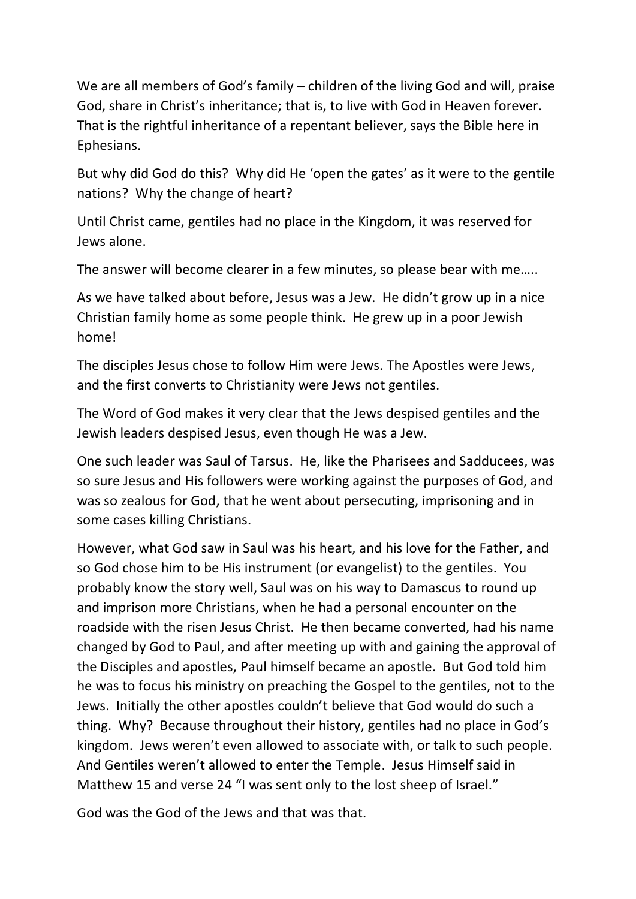We are all members of God's family – children of the living God and will, praise God, share in Christ's inheritance; that is, to live with God in Heaven forever. That is the rightful inheritance of a repentant believer, says the Bible here in Ephesians.

But why did God do this? Why did He 'open the gates' as it were to the gentile nations? Why the change of heart?

Until Christ came, gentiles had no place in the Kingdom, it was reserved for Jews alone.

The answer will become clearer in a few minutes, so please bear with me…..

As we have talked about before, Jesus was a Jew. He didn't grow up in a nice Christian family home as some people think. He grew up in a poor Jewish home!

The disciples Jesus chose to follow Him were Jews. The Apostles were Jews, and the first converts to Christianity were Jews not gentiles.

The Word of God makes it very clear that the Jews despised gentiles and the Jewish leaders despised Jesus, even though He was a Jew.

One such leader was Saul of Tarsus. He, like the Pharisees and Sadducees, was so sure Jesus and His followers were working against the purposes of God, and was so zealous for God, that he went about persecuting, imprisoning and in some cases killing Christians.

However, what God saw in Saul was his heart, and his love for the Father, and so God chose him to be His instrument (or evangelist) to the gentiles. You probably know the story well, Saul was on his way to Damascus to round up and imprison more Christians, when he had a personal encounter on the roadside with the risen Jesus Christ. He then became converted, had his name changed by God to Paul, and after meeting up with and gaining the approval of the Disciples and apostles, Paul himself became an apostle. But God told him he was to focus his ministry on preaching the Gospel to the gentiles, not to the Jews. Initially the other apostles couldn't believe that God would do such a thing. Why? Because throughout their history, gentiles had no place in God's kingdom. Jews weren't even allowed to associate with, or talk to such people. And Gentiles weren't allowed to enter the Temple. Jesus Himself said in Matthew 15 and verse 24 "I was sent only to the lost sheep of Israel."

God was the God of the Jews and that was that.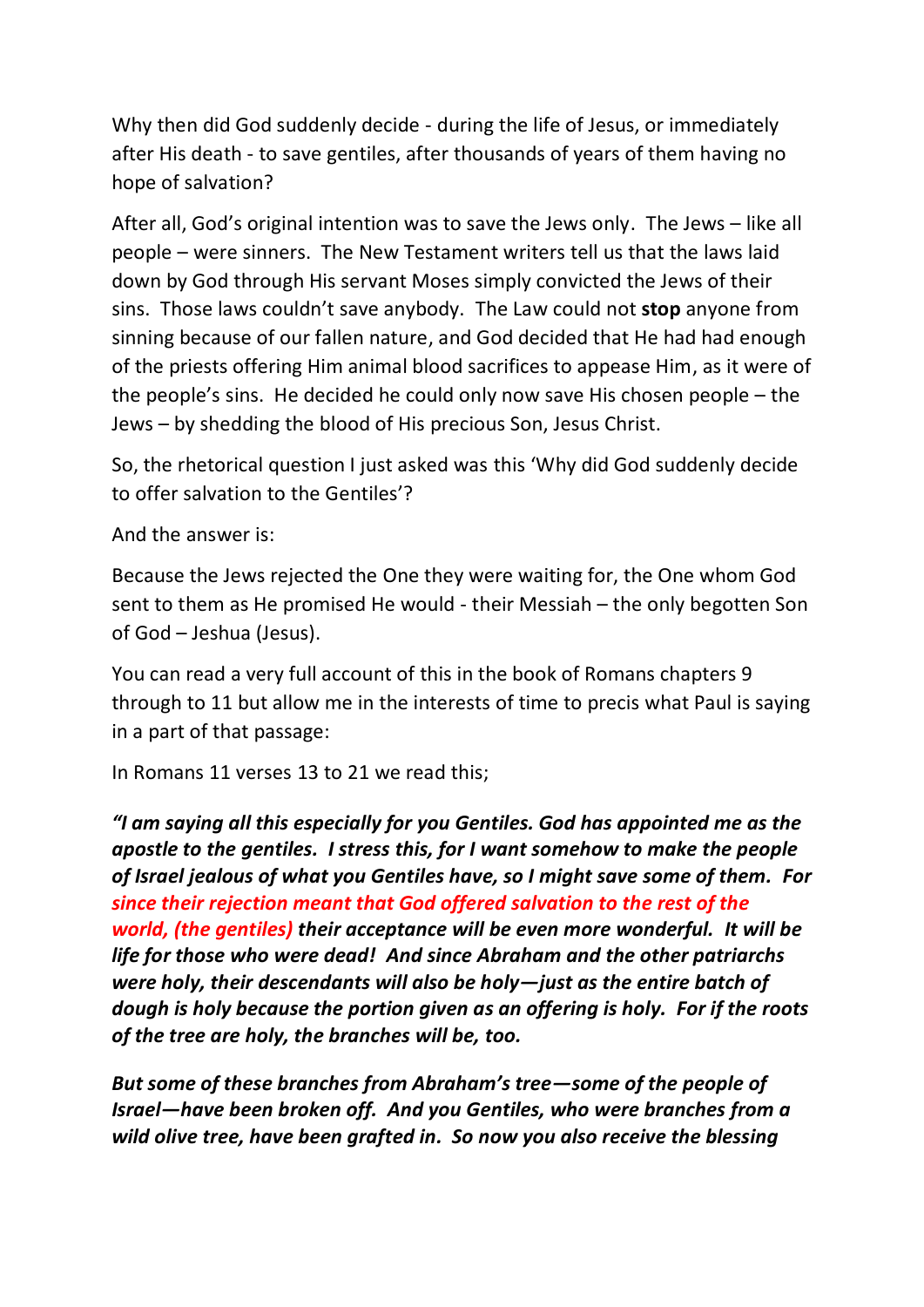Why then did God suddenly decide - during the life of Jesus, or immediately after His death - to save gentiles, after thousands of years of them having no hope of salvation?

After all, God's original intention was to save the Jews only. The Jews – like all people – were sinners. The New Testament writers tell us that the laws laid down by God through His servant Moses simply convicted the Jews of their sins. Those laws couldn't save anybody. The Law could not **stop** anyone from sinning because of our fallen nature, and God decided that He had had enough of the priests offering Him animal blood sacrifices to appease Him, as it were of the people's sins. He decided he could only now save His chosen people – the Jews – by shedding the blood of His precious Son, Jesus Christ.

So, the rhetorical question I just asked was this 'Why did God suddenly decide to offer salvation to the Gentiles'?

And the answer is:

Because the Jews rejected the One they were waiting for, the One whom God sent to them as He promised He would - their Messiah – the only begotten Son of God – Jeshua (Jesus).

You can read a very full account of this in the book of Romans chapters 9 through to 11 but allow me in the interests of time to precis what Paul is saying in a part of that passage:

In Romans 11 verses 13 to 21 we read this;

***"I am saying all this especially for you Gentiles. God has appointed me as the apostle to the gentiles. I stress this, for I want somehow to make the people of Israel jealous of what you Gentiles have, so I might save some of them. For since their rejection meant that God offered salvation to the rest of the world, (the gentiles) their acceptance will be even more wonderful. It will be life for those who were dead! And since Abraham and the other patriarchs were holy, their descendants will also be holy—just as the entire batch of dough is holy because the portion given as an offering is holy. For if the roots of the tree are holy, the branches will be, too.***

***But some of these branches from Abraham's tree—some of the people of Israel—have been broken off. And you Gentiles, who were branches from a wild olive tree, have been grafted in. So now you also receive the blessing***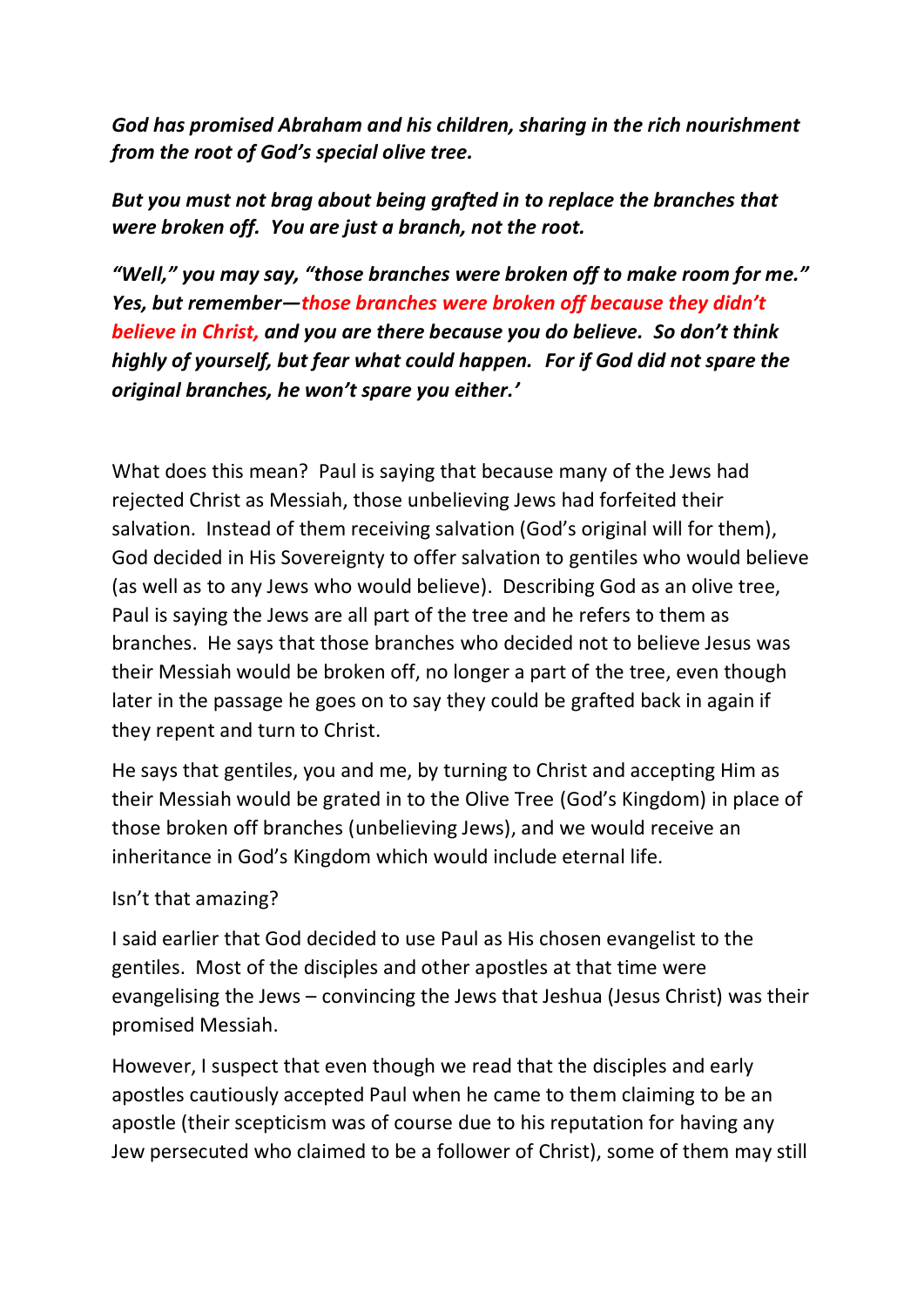***God has promised Abraham and his children, sharing in the rich nourishment from the root of God's special olive tree.***

***But you must not brag about being grafted in to replace the branches that were broken off. You are just a branch, not the root.***

***"Well," you may say, "those branches were broken off to make room for me." Yes, but remember—those branches were broken off because they didn't believe in Christ, and you are there because you do believe. So don't think highly of yourself, but fear what could happen. For if God did not spare the original branches, he won't spare you either.'***

What does this mean? Paul is saying that because many of the Jews had rejected Christ as Messiah, those unbelieving Jews had forfeited their salvation. Instead of them receiving salvation (God's original will for them), God decided in His Sovereignty to offer salvation to gentiles who would believe (as well as to any Jews who would believe). Describing God as an olive tree, Paul is saying the Jews are all part of the tree and he refers to them as branches. He says that those branches who decided not to believe Jesus was their Messiah would be broken off, no longer a part of the tree, even though later in the passage he goes on to say they could be grafted back in again if they repent and turn to Christ.

He says that gentiles, you and me, by turning to Christ and accepting Him as their Messiah would be grated in to the Olive Tree (God's Kingdom) in place of those broken off branches (unbelieving Jews), and we would receive an inheritance in God's Kingdom which would include eternal life.

Isn't that amazing?

I said earlier that God decided to use Paul as His chosen evangelist to the gentiles. Most of the disciples and other apostles at that time were evangelising the Jews – convincing the Jews that Jeshua (Jesus Christ) was their promised Messiah.

However, I suspect that even though we read that the disciples and early apostles cautiously accepted Paul when he came to them claiming to be an apostle (their scepticism was of course due to his reputation for having any Jew persecuted who claimed to be a follower of Christ), some of them may still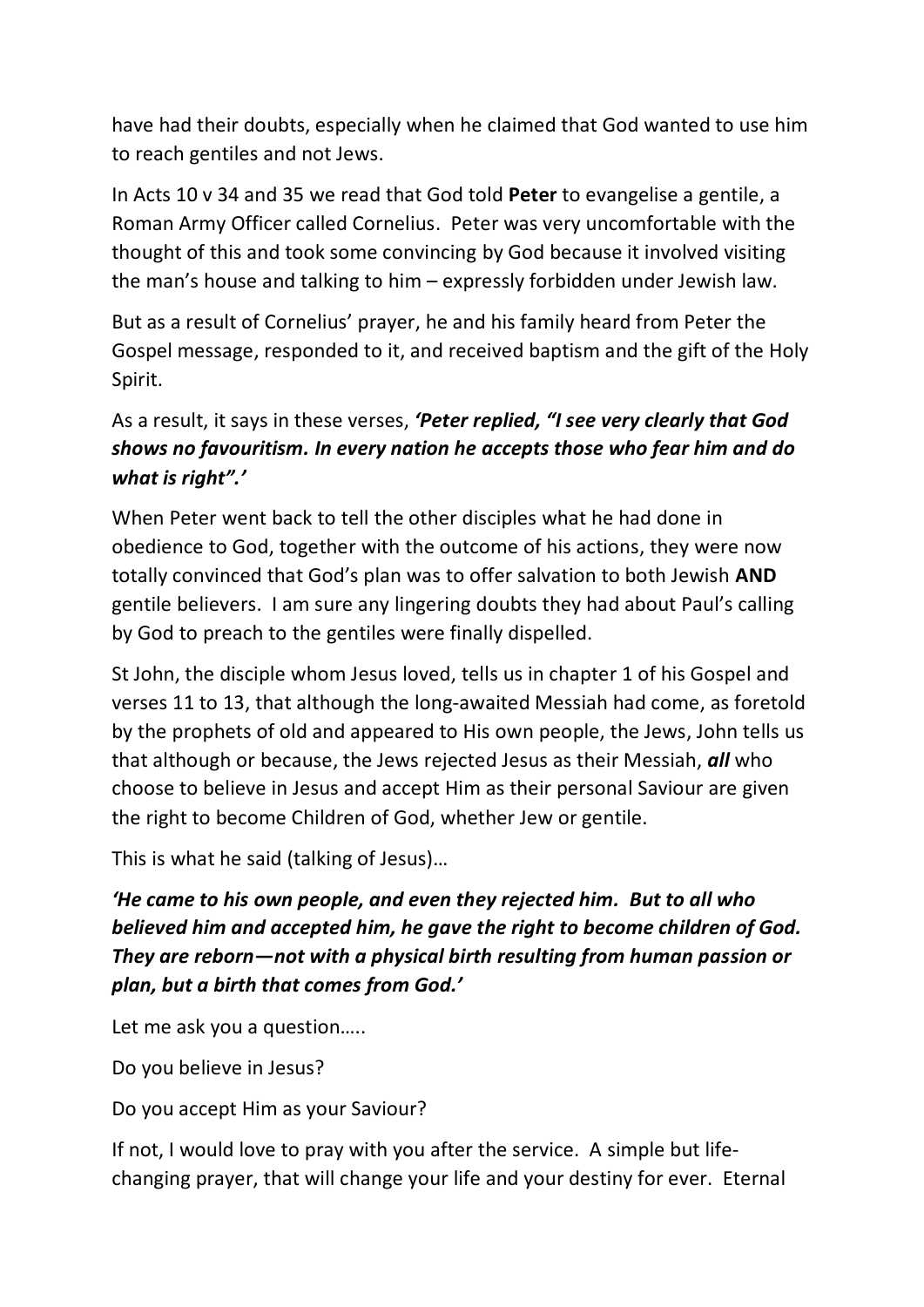have had their doubts, especially when he claimed that God wanted to use him to reach gentiles and not Jews.

In Acts 10 v 34 and 35 we read that God told **Peter** to evangelise a gentile, a Roman Army Officer called Cornelius. Peter was very uncomfortable with the thought of this and took some convincing by God because it involved visiting the man's house and talking to him – expressly forbidden under Jewish law.

But as a result of Cornelius' prayer, he and his family heard from Peter the Gospel message, responded to it, and received baptism and the gift of the Holy Spirit.

As a result, it says in these verses, ***'Peter replied, "I see very clearly that God shows no favouritism. In every nation he accepts those who fear him and do what is right".'***

When Peter went back to tell the other disciples what he had done in obedience to God, together with the outcome of his actions, they were now totally convinced that God's plan was to offer salvation to both Jewish **AND** gentile believers. I am sure any lingering doubts they had about Paul's calling by God to preach to the gentiles were finally dispelled.

St John, the disciple whom Jesus loved, tells us in chapter 1 of his Gospel and verses 11 to 13, that although the long-awaited Messiah had come, as foretold by the prophets of old and appeared to His own people, the Jews, John tells us that although or because, the Jews rejected Jesus as their Messiah, ***all*** who choose to believe in Jesus and accept Him as their personal Saviour are given the right to become Children of God, whether Jew or gentile.

This is what he said (talking of Jesus)…

***'He came to his own people, and even they rejected him. But to all who believed him and accepted him, he gave the right to become children of God. They are reborn—not with a physical birth resulting from human passion or plan, but a birth that comes from God.'***

Let me ask you a question…..

Do you believe in Jesus?

Do you accept Him as your Saviour?

If not, I would love to pray with you after the service. A simple but life-changing prayer, that will change your life and your destiny for ever. Eternal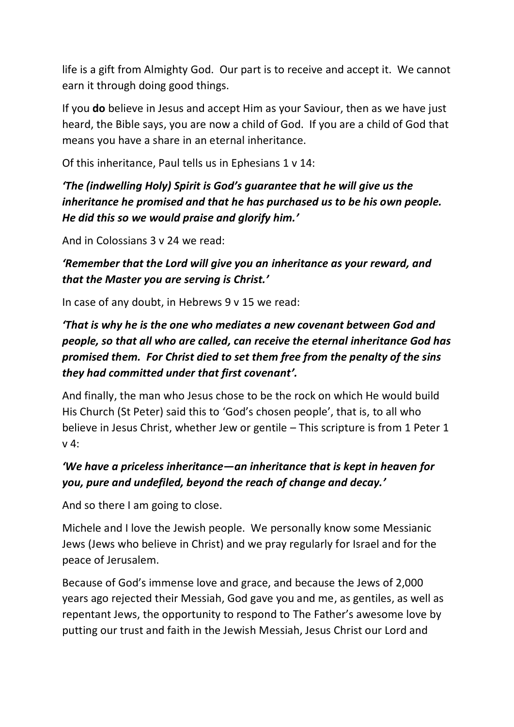life is a gift from Almighty God. Our part is to receive and accept it. We cannot earn it through doing good things.

If you **do** believe in Jesus and accept Him as your Saviour, then as we have just heard, the Bible says, you are now a child of God. If you are a child of God that means you have a share in an eternal inheritance.

Of this inheritance, Paul tells us in Ephesians 1 v 14:

***'The (indwelling Holy) Spirit is God's guarantee that he will give us the inheritance he promised and that he has purchased us to be his own people. He did this so we would praise and glorify him.'***

And in Colossians 3 v 24 we read:

***'Remember that the Lord will give you an inheritance as your reward, and that the Master you are serving is Christ.'***

In case of any doubt, in Hebrews 9 v 15 we read:

***'That is why he is the one who mediates a new covenant between God and people, so that all who are called, can receive the eternal inheritance God has promised them. For Christ died to set them free from the penalty of the sins they had committed under that first covenant'.***

And finally, the man who Jesus chose to be the rock on which He would build His Church (St Peter) said this to 'God's chosen people', that is, to all who believe in Jesus Christ, whether Jew or gentile – This scripture is from 1 Peter 1 v 4:

***'We have a priceless inheritance—an inheritance that is kept in heaven for you, pure and undefiled, beyond the reach of change and decay.'***

And so there I am going to close.

Michele and I love the Jewish people. We personally know some Messianic Jews (Jews who believe in Christ) and we pray regularly for Israel and for the peace of Jerusalem.

Because of God's immense love and grace, and because the Jews of 2,000 years ago rejected their Messiah, God gave you and me, as gentiles, as well as repentant Jews, the opportunity to respond to The Father's awesome love by putting our trust and faith in the Jewish Messiah, Jesus Christ our Lord and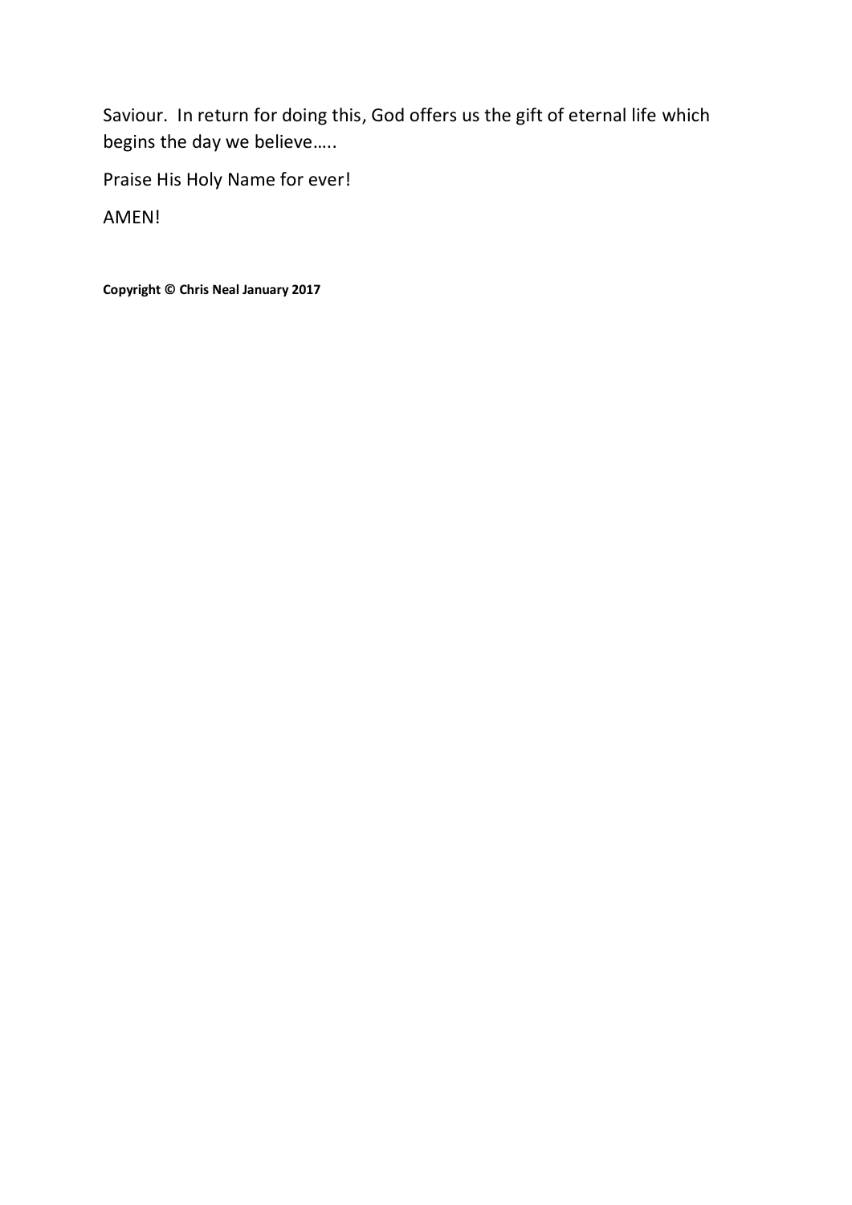Saviour.  In return for doing this, God offers us the gift of eternal life which begins the day we believe…..

Praise His Holy Name for ever!

AMEN!

**Copyright © Chris Neal January 2017**